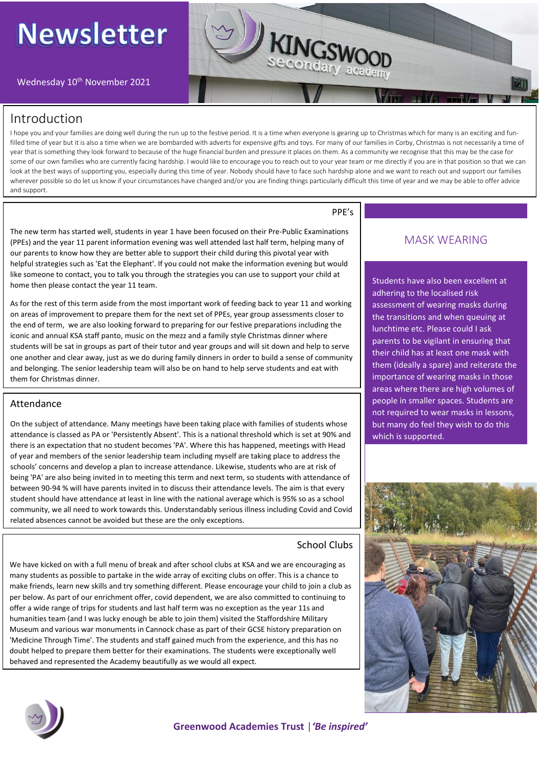# Newsletter

Wednesday 10th November 2021

## Introduction

I hope you and your families are doing well during the run up to the festive period. It is a time when everyone is gearing up to Christmas which for many is an exciting and fun-filled time of year but it is also a time when we are bombarded with adverts for expensive gifts and toys. For many of our families in Corby, Christmas is not necessarily a time of year that is something they look forward to because of the huge financial burden and pressure it places on them. As a community we recognise that this may be the case for some of our own families who are currently facing hardship. I would like to encourage you to reach out to your year team or me directly if you are in that position so that we can look at the best ways of supporting you, especially during this time of year. Nobody should have to face such hardship alone and we want to reach out and support our families wherever possible so do let us know if your circumstances have changed and/or you are finding things particularly difficult this time of year and we may be able to offer advice and support.

## PPE's

The new term has started well, students in year 1 have been focused on their Pre-Public Examinations (PPEs) and the year 11 parent information evening was well attended last half term, helping many of our parents to know how they are better able to support their child during this pivotal year with helpful strategies such as 'Eat the Elephant'. If you could not make the information evening but would like someone to contact, you to talk you through the strategies you can use to support your child at home then please contact the year 11 team.

As for the rest of this term aside from the most important work of feeding back to year 11 and working on areas of improvement to prepare them for the next set of PPEs, year group assessments closer to the end of term, we are also looking forward to preparing for our festive preparations including the iconic and annual KSA staff panto, music on the mezz and a family style Christmas dinner where students will be sat in groups as part of their tutor and year groups and will sit down and help to serve one another and clear away, just as we do during family dinners in order to build a sense of community and belonging. The senior leadership team will also be on hand to help serve students and eat with them for Christmas dinner.

## Attendance

On the subject of attendance. Many meetings have been taking place with families of students whose attendance is classed as PA or 'Persistently Absent'. This is a national threshold which is set at 90% and there is an expectation that no student becomes 'PA'. Where this has happened, meetings with Head of year and members of the senior leadership team including myself are taking place to address the schools' concerns and develop a plan to increase attendance. Likewise, students who are at risk of being 'PA' are also being invited in to meeting this term and next term, so students with attendance of between 90-94 % will have parents invited in to discuss their attendance levels. The aim is that every student should have attendance at least in line with the national average which is 95% so as a school community, we all need to work towards this. Understandably serious illness including Covid and Covid related absences cannot be avoided but these are the only exceptions.

## School Clubs

We have kicked on with a full menu of break and after school clubs at KSA and we are encouraging as many students as possible to partake in the wide array of exciting clubs on offer. This is a chance to make friends, learn new skills and try something different. Please encourage your child to join a club as per below. As part of our enrichment offer, covid dependent, we are also committed to continuing to offer a wide range of trips for students and last half term was no exception as the year 11s and humanities team (and I was lucky enough be able to join them) visited the Staffordshire Military Museum and various war monuments in Cannock chase as part of their GCSE history preparation on 'Medicine Through Time'. The students and staff gained much from the experience, and this has no doubt helped to prepare them better for their examinations. The students were exceptionally well behaved and represented the Academy beautifully as we would all expect.

## MASK WEARING

Students have also been excellent at adhering to the localised risk assessment of wearing masks during the transitions and when queuing at lunchtime etc. Please could I ask parents to be vigilant in ensuring that their child has at least one mask with them (ideally a spare) and reiterate the importance of wearing masks in those areas where there are high volumes of people in smaller spaces. Students are not required to wear masks in lessons, but many do feel they wish to do this which is supported.

**Greenwood Academies Trust** | ***'Be inspired'***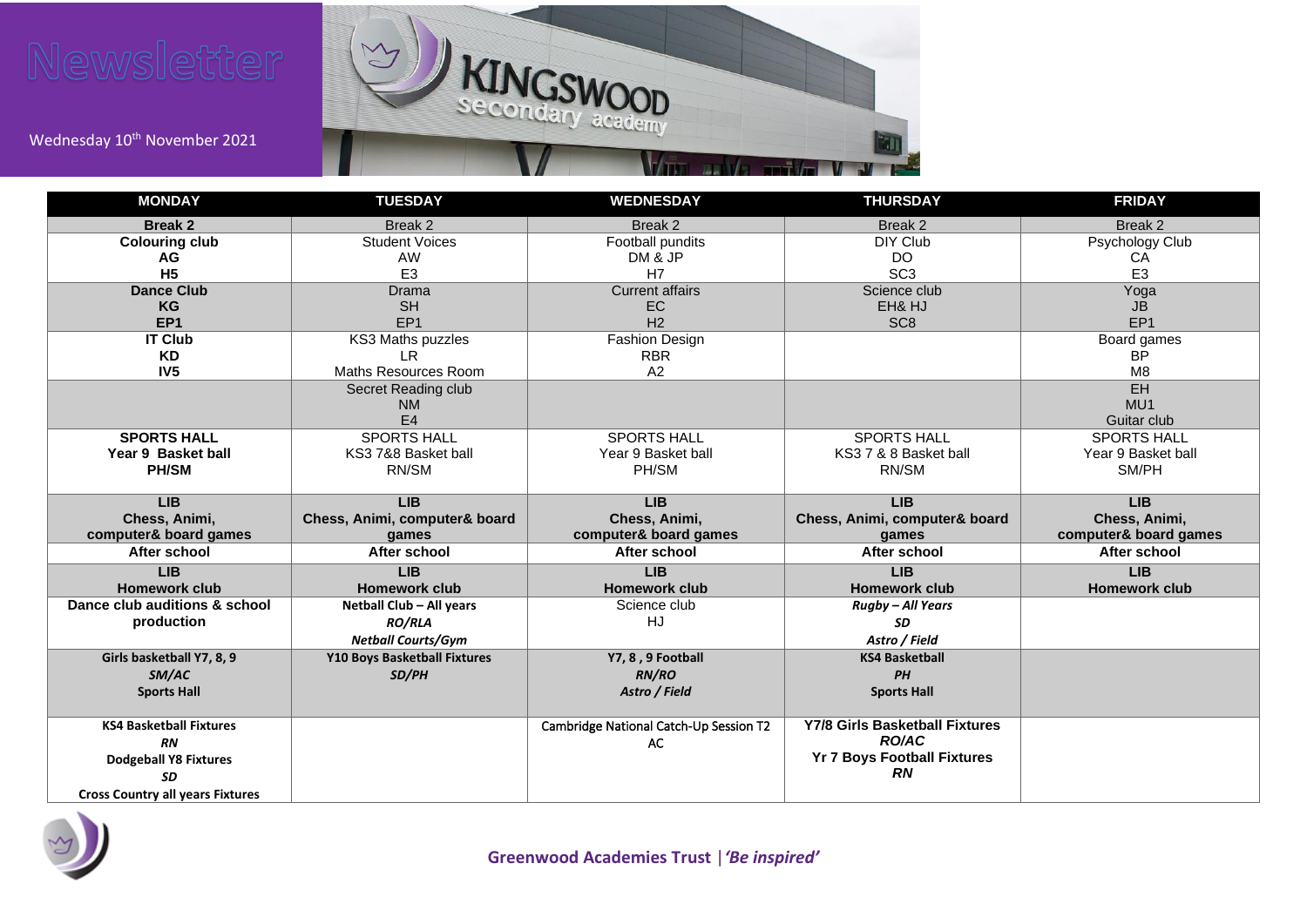# Newsletter

Wednesday 10th November 2021

| MONDAY | TUESDAY | WEDNESDAY | THURSDAY | FRIDAY |
|---|---|---|---|---|
| **Break 2** | Break 2 | Break 2 | Break 2 | Break 2 |
| **Colouring club AG H5** | Student Voices AW E3 | Football pundits DM & JP H7 | DIY Club DO SC3 | Psychology Club CA E3 |
| **Dance Club KG EP1** | Drama SH EP1 | Current affairs EC H2 | Science club EH& HJ SC8 | Yoga JB EP1 |
| **IT Club KD IV5** | KS3 Maths puzzles LR Maths Resources Room | Fashion Design RBR A2 | | Board games BP M8 |
| | Secret Reading club NM E4 | | | EH MU1 Guitar club |
| **SPORTS HALL Year 9 Basket ball PH/SM** | SPORTS HALL KS3 7&8 Basket ball RN/SM | SPORTS HALL Year 9 Basket ball PH/SM | SPORTS HALL KS3 7 & 8 Basket ball RN/SM | SPORTS HALL Year 9 Basket ball SM/PH |
| **LIB Chess, Animi, computer& board games** | **LIB Chess, Animi, computer& board games** | **LIB Chess, Animi, computer& board games** | **LIB Chess, Animi, computer& board games** | **LIB Chess, Animi, computer& board games** |
| **After school** | **After school** | **After school** | **After school** | **After school** |
| **LIB Homework club** | **LIB Homework club** | **LIB Homework club** | **LIB Homework club** | **LIB Homework club** |
| **Dance club auditions & school production** | **Netball Club – All years** ***RO/RLA*** ***Netball Courts/Gym*** | Science club HJ | ***Rugby – All Years*** ***SD*** ***Astro / Field*** | |
| **Girls basketball Y7, 8, 9** ***SM/AC*** **Sports Hall** | **Y10 Boys Basketball Fixtures** ***SD/PH*** | **Y7, 8 , 9 Football** ***RN/RO*** ***Astro / Field*** | **KS4 Basketball** ***PH*** **Sports Hall** | |
| **KS4 Basketball Fixtures** ***RN*** **Dodgeball Y8 Fixtures** ***SD*** **Cross Country all years Fixtures** | | Cambridge National Catch-Up Session T2 AC | **Y7/8 Girls Basketball Fixtures** ***RO/AC*** **Yr 7 Boys Football Fixtures** ***RN*** | |

**Greenwood Academies Trust** | ***'Be inspired'***